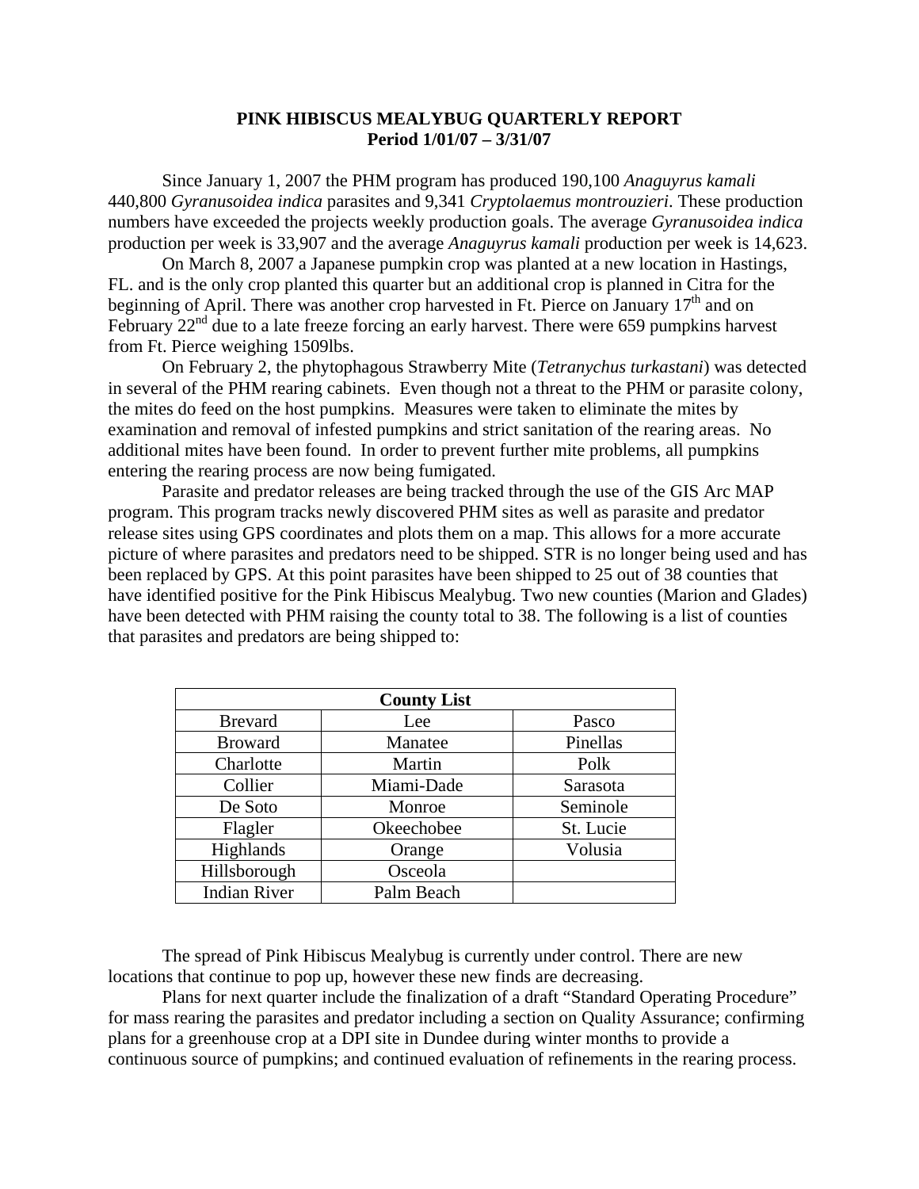**PINK HIBISCUS MEALYBUG QUARTERLY REPORT**
**Period 1/01/07 – 3/31/07**

Since January 1, 2007 the PHM program has produced 190,100 *Anaguyrus kamali* 440,800 *Gyranusoidea indica* parasites and 9,341 *Cryptolaemus montrouzieri*. These production numbers have exceeded the projects weekly production goals. The average *Gyranusoidea indica* production per week is 33,907 and the average *Anaguyrus kamali* production per week is 14,623.

On March 8, 2007 a Japanese pumpkin crop was planted at a new location in Hastings, FL. and is the only crop planted this quarter but an additional crop is planned in Citra for the beginning of April. There was another crop harvested in Ft. Pierce on January 17th and on February 22nd due to a late freeze forcing an early harvest. There were 659 pumpkins harvest from Ft. Pierce weighing 1509lbs.

On February 2, the phytophagous Strawberry Mite (*Tetranychus turkastani*) was detected in several of the PHM rearing cabinets. Even though not a threat to the PHM or parasite colony, the mites do feed on the host pumpkins. Measures were taken to eliminate the mites by examination and removal of infested pumpkins and strict sanitation of the rearing areas. No additional mites have been found. In order to prevent further mite problems, all pumpkins entering the rearing process are now being fumigated.

Parasite and predator releases are being tracked through the use of the GIS Arc MAP program. This program tracks newly discovered PHM sites as well as parasite and predator release sites using GPS coordinates and plots them on a map. This allows for a more accurate picture of where parasites and predators need to be shipped. STR is no longer being used and has been replaced by GPS. At this point parasites have been shipped to 25 out of 38 counties that have identified positive for the Pink Hibiscus Mealybug. Two new counties (Marion and Glades) have been detected with PHM raising the county total to 38. The following is a list of counties that parasites and predators are being shipped to:

| County List | | |
|---|---|---|
| Brevard | Lee | Pasco |
| Broward | Manatee | Pinellas |
| Charlotte | Martin | Polk |
| Collier | Miami-Dade | Sarasota |
| De Soto | Monroe | Seminole |
| Flagler | Okeechobee | St. Lucie |
| Highlands | Orange | Volusia |
| Hillsborough | Osceola | |
| Indian River | Palm Beach | |

The spread of Pink Hibiscus Mealybug is currently under control. There are new locations that continue to pop up, however these new finds are decreasing.

Plans for next quarter include the finalization of a draft "Standard Operating Procedure" for mass rearing the parasites and predator including a section on Quality Assurance; confirming plans for a greenhouse crop at a DPI site in Dundee during winter months to provide a continuous source of pumpkins; and continued evaluation of refinements in the rearing process.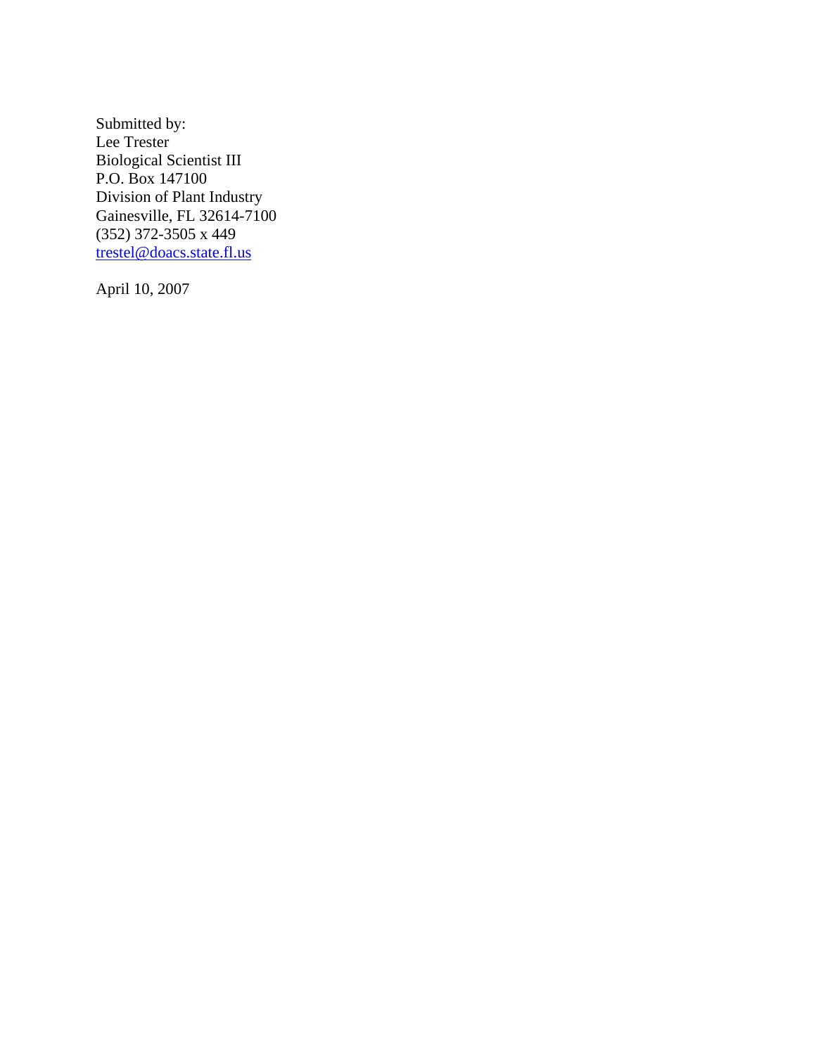Submitted by:  
Lee Trester  
Biological Scientist III  
P.O. Box 147100  
Division of Plant Industry  
Gainesville, FL 32614-7100  
(352) 372-3505 x 449  
trestel@doacs.state.fl.us

April 10, 2007